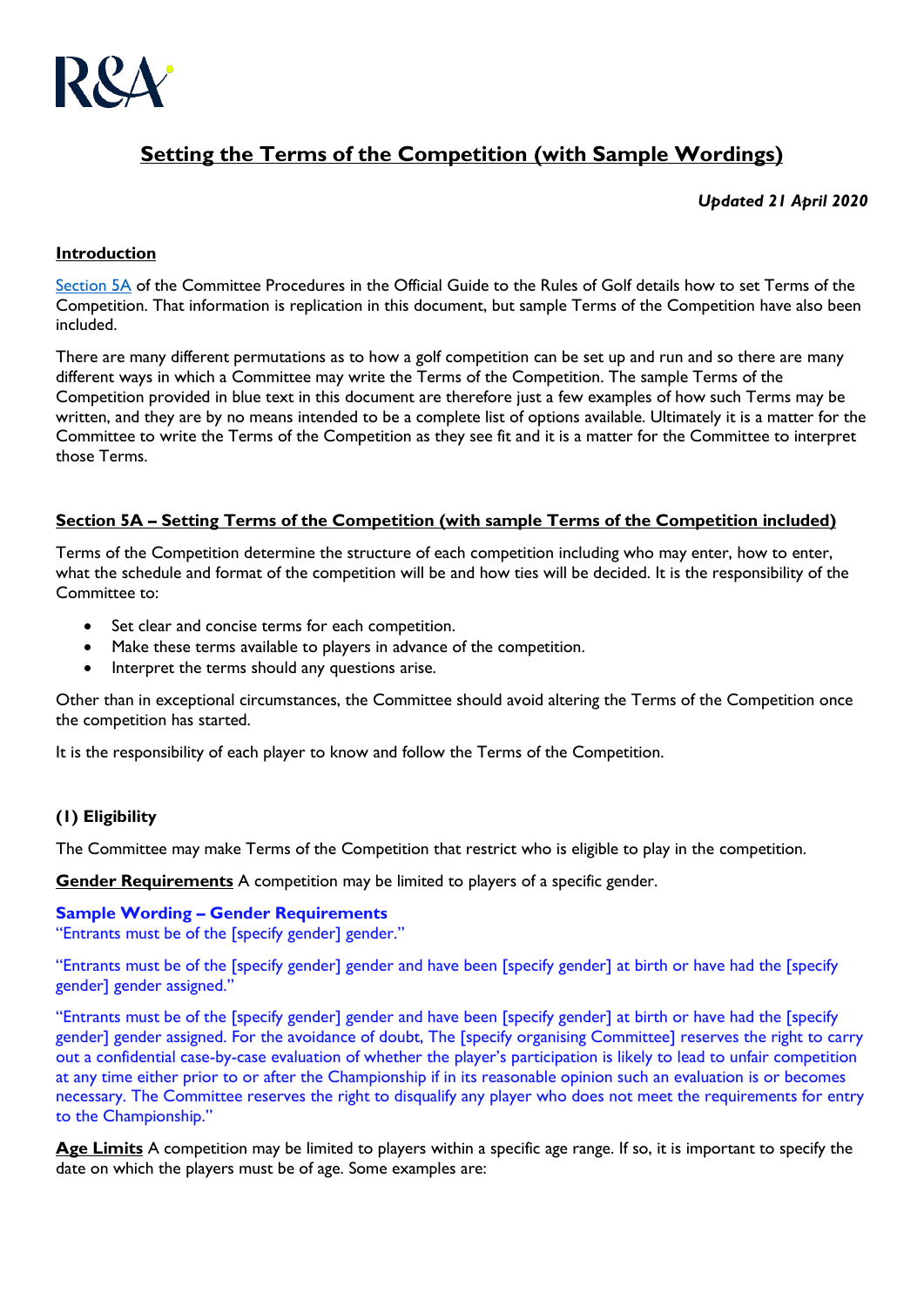R&A

# Setting the Terms of the Competition (with Sample Wordings)

***Updated 21 April 2020***

## Introduction

Section 5A of the Committee Procedures in the Official Guide to the Rules of Golf details how to set Terms of the Competition. That information is replication in this document, but sample Terms of the Competition have also been included.

There are many different permutations as to how a golf competition can be set up and run and so there are many different ways in which a Committee may write the Terms of the Competition. The sample Terms of the Competition provided in blue text in this document are therefore just a few examples of how such Terms may be written, and they are by no means intended to be a complete list of options available. Ultimately it is a matter for the Committee to write the Terms of the Competition as they see fit and it is a matter for the Committee to interpret those Terms.

## Section 5A – Setting Terms of the Competition (with sample Terms of the Competition included)

Terms of the Competition determine the structure of each competition including who may enter, how to enter, what the schedule and format of the competition will be and how ties will be decided. It is the responsibility of the Committee to:

- Set clear and concise terms for each competition.
- Make these terms available to players in advance of the competition.
- Interpret the terms should any questions arise.

Other than in exceptional circumstances, the Committee should avoid altering the Terms of the Competition once the competition has started.

It is the responsibility of each player to know and follow the Terms of the Competition.

### (1) Eligibility

The Committee may make Terms of the Competition that restrict who is eligible to play in the competition.

**Gender Requirements** A competition may be limited to players of a specific gender.

**Sample Wording – Gender Requirements**
"Entrants must be of the [specify gender] gender."

"Entrants must be of the [specify gender] gender and have been [specify gender] at birth or have had the [specify gender] gender assigned."

"Entrants must be of the [specify gender] gender and have been [specify gender] at birth or have had the [specify gender] gender assigned. For the avoidance of doubt, The [specify organising Committee] reserves the right to carry out a confidential case-by-case evaluation of whether the player's participation is likely to lead to unfair competition at any time either prior to or after the Championship if in its reasonable opinion such an evaluation is or becomes necessary. The Committee reserves the right to disqualify any player who does not meet the requirements for entry to the Championship."

**Age Limits** A competition may be limited to players within a specific age range. If so, it is important to specify the date on which the players must be of age. Some examples are: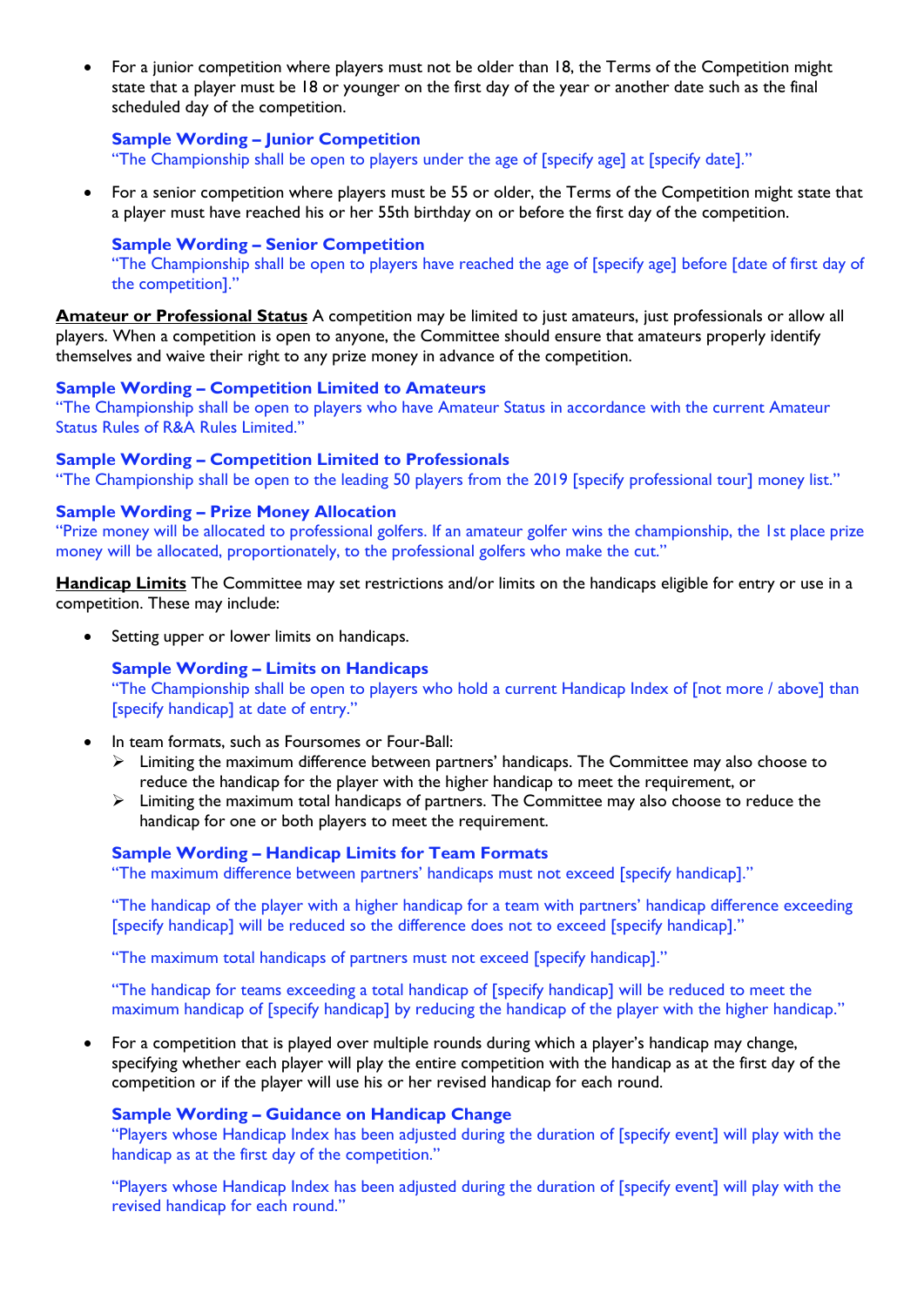- For a junior competition where players must not be older than 18, the Terms of the Competition might state that a player must be 18 or younger on the first day of the year or another date such as the final scheduled day of the competition.

  **Sample Wording – Junior Competition**
  "The Championship shall be open to players under the age of [specify age] at [specify date]."

- For a senior competition where players must be 55 or older, the Terms of the Competition might state that a player must have reached his or her 55th birthday on or before the first day of the competition.

  **Sample Wording – Senior Competition**
  "The Championship shall be open to players have reached the age of [specify age] before [date of first day of the competition]."

**<u>Amateur or Professional Status</u>** A competition may be limited to just amateurs, just professionals or allow all players. When a competition is open to anyone, the Committee should ensure that amateurs properly identify themselves and waive their right to any prize money in advance of the competition.

**Sample Wording – Competition Limited to Amateurs**
"The Championship shall be open to players who have Amateur Status in accordance with the current Amateur Status Rules of R&A Rules Limited."

**Sample Wording – Competition Limited to Professionals**
"The Championship shall be open to the leading 50 players from the 2019 [specify professional tour] money list."

**Sample Wording – Prize Money Allocation**
"Prize money will be allocated to professional golfers. If an amateur golfer wins the championship, the 1st place prize money will be allocated, proportionately, to the professional golfers who make the cut."

**<u>Handicap Limits</u>** The Committee may set restrictions and/or limits on the handicaps eligible for entry or use in a competition. These may include:

- Setting upper or lower limits on handicaps.

  **Sample Wording – Limits on Handicaps**
  "The Championship shall be open to players who hold a current Handicap Index of [not more / above] than [specify handicap] at date of entry."

- In team formats, such as Foursomes or Four-Ball:
  - Limiting the maximum difference between partners' handicaps. The Committee may also choose to reduce the handicap for the player with the higher handicap to meet the requirement, or
  - Limiting the maximum total handicaps of partners. The Committee may also choose to reduce the handicap for one or both players to meet the requirement.

  **Sample Wording – Handicap Limits for Team Formats**
  "The maximum difference between partners' handicaps must not exceed [specify handicap]."

  "The handicap of the player with a higher handicap for a team with partners' handicap difference exceeding [specify handicap] will be reduced so the difference does not to exceed [specify handicap]."

  "The maximum total handicaps of partners must not exceed [specify handicap]."

  "The handicap for teams exceeding a total handicap of [specify handicap] will be reduced to meet the maximum handicap of [specify handicap] by reducing the handicap of the player with the higher handicap."

- For a competition that is played over multiple rounds during which a player's handicap may change, specifying whether each player will play the entire competition with the handicap as at the first day of the competition or if the player will use his or her revised handicap for each round.

  **Sample Wording – Guidance on Handicap Change**
  "Players whose Handicap Index has been adjusted during the duration of [specify event] will play with the handicap as at the first day of the competition."

  "Players whose Handicap Index has been adjusted during the duration of [specify event] will play with the revised handicap for each round."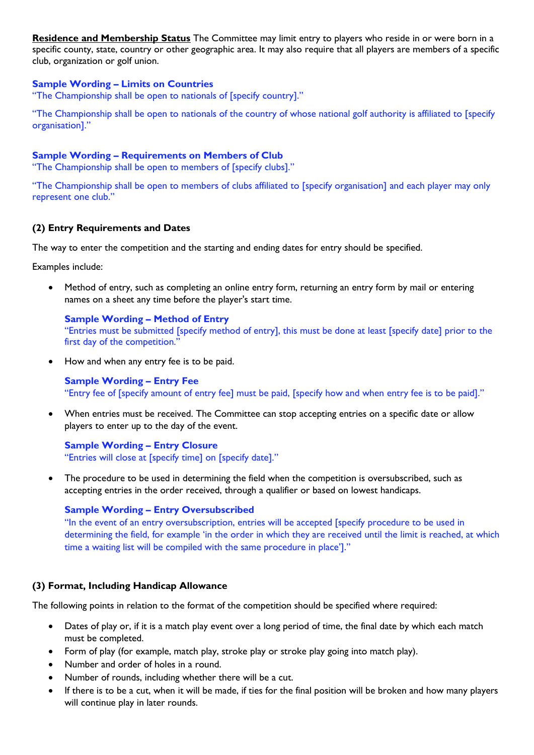**Residence and Membership Status** The Committee may limit entry to players who reside in or were born in a specific county, state, country or other geographic area. It may also require that all players are members of a specific club, organization or golf union.

**Sample Wording – Limits on Countries**
"The Championship shall be open to nationals of [specify country]."

"The Championship shall be open to nationals of the country of whose national golf authority is affiliated to [specify organisation]."

**Sample Wording – Requirements on Members of Club**
"The Championship shall be open to members of [specify clubs]."

"The Championship shall be open to members of clubs affiliated to [specify organisation] and each player may only represent one club."

### (2) Entry Requirements and Dates

The way to enter the competition and the starting and ending dates for entry should be specified.

Examples include:

- Method of entry, such as completing an online entry form, returning an entry form by mail or entering names on a sheet any time before the player's start time.

  **Sample Wording – Method of Entry**
  "Entries must be submitted [specify method of entry], this must be done at least [specify date] prior to the first day of the competition."

- How and when any entry fee is to be paid.

  **Sample Wording – Entry Fee**
  "Entry fee of [specify amount of entry fee] must be paid, [specify how and when entry fee is to be paid]."

- When entries must be received. The Committee can stop accepting entries on a specific date or allow players to enter up to the day of the event.

  **Sample Wording – Entry Closure**
  "Entries will close at [specify time] on [specify date]."

- The procedure to be used in determining the field when the competition is oversubscribed, such as accepting entries in the order received, through a qualifier or based on lowest handicaps.

  **Sample Wording – Entry Oversubscribed**
  "In the event of an entry oversubscription, entries will be accepted [specify procedure to be used in determining the field, for example 'in the order in which they are received until the limit is reached, at which time a waiting list will be compiled with the same procedure in place']."

### (3) Format, Including Handicap Allowance

The following points in relation to the format of the competition should be specified where required:

- Dates of play or, if it is a match play event over a long period of time, the final date by which each match must be completed.
- Form of play (for example, match play, stroke play or stroke play going into match play).
- Number and order of holes in a round.
- Number of rounds, including whether there will be a cut.
- If there is to be a cut, when it will be made, if ties for the final position will be broken and how many players will continue play in later rounds.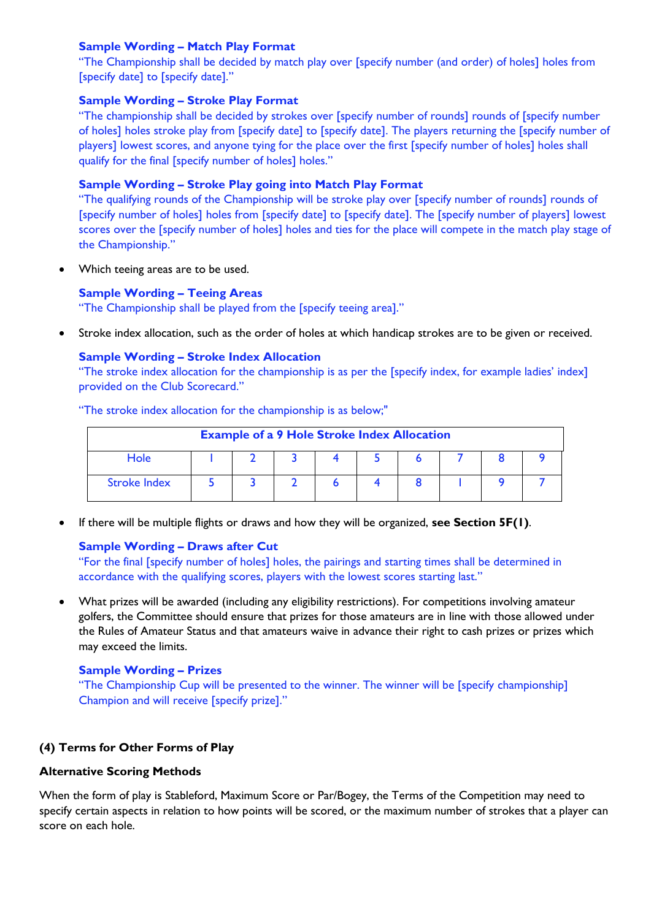**Sample Wording – Match Play Format**

"The Championship shall be decided by match play over [specify number (and order) of holes] holes from [specify date] to [specify date]."

**Sample Wording – Stroke Play Format**

"The championship shall be decided by strokes over [specify number of rounds] rounds of [specify number of holes] holes stroke play from [specify date] to [specify date]. The players returning the [specify number of players] lowest scores, and anyone tying for the place over the first [specify number of holes] holes shall qualify for the final [specify number of holes] holes."

**Sample Wording – Stroke Play going into Match Play Format**

"The qualifying rounds of the Championship will be stroke play over [specify number of rounds] rounds of [specify number of holes] holes from [specify date] to [specify date]. The [specify number of players] lowest scores over the [specify number of holes] holes and ties for the place will compete in the match play stage of the Championship."

- Which teeing areas are to be used.

**Sample Wording – Teeing Areas**

"The Championship shall be played from the [specify teeing area]."

- Stroke index allocation, such as the order of holes at which handicap strokes are to be given or received.

**Sample Wording – Stroke Index Allocation**

"The stroke index allocation for the championship is as per the [specify index, for example ladies' index] provided on the Club Scorecard."

"The stroke index allocation for the championship is as below;"

| **Example of a 9 Hole Stroke Index Allocation** | | | | | | | | | |
|---|---|---|---|---|---|---|---|---|---|
| Hole | 1 | 2 | 3 | 4 | 5 | 6 | 7 | 8 | 9 |
| Stroke Index | 5 | 3 | 2 | 6 | 4 | 8 | 1 | 9 | 7 |

- If there will be multiple flights or draws and how they will be organized, **see Section 5F(1)**.

**Sample Wording – Draws after Cut**

"For the final [specify number of holes] holes, the pairings and starting times shall be determined in accordance with the qualifying scores, players with the lowest scores starting last."

- What prizes will be awarded (including any eligibility restrictions). For competitions involving amateur golfers, the Committee should ensure that prizes for those amateurs are in line with those allowed under the Rules of Amateur Status and that amateurs waive in advance their right to cash prizes or prizes which may exceed the limits.

**Sample Wording – Prizes**

"The Championship Cup will be presented to the winner. The winner will be [specify championship] Champion and will receive [specify prize]."

### (4) Terms for Other Forms of Play

**Alternative Scoring Methods**

When the form of play is Stableford, Maximum Score or Par/Bogey, the Terms of the Competition may need to specify certain aspects in relation to how points will be scored, or the maximum number of strokes that a player can score on each hole.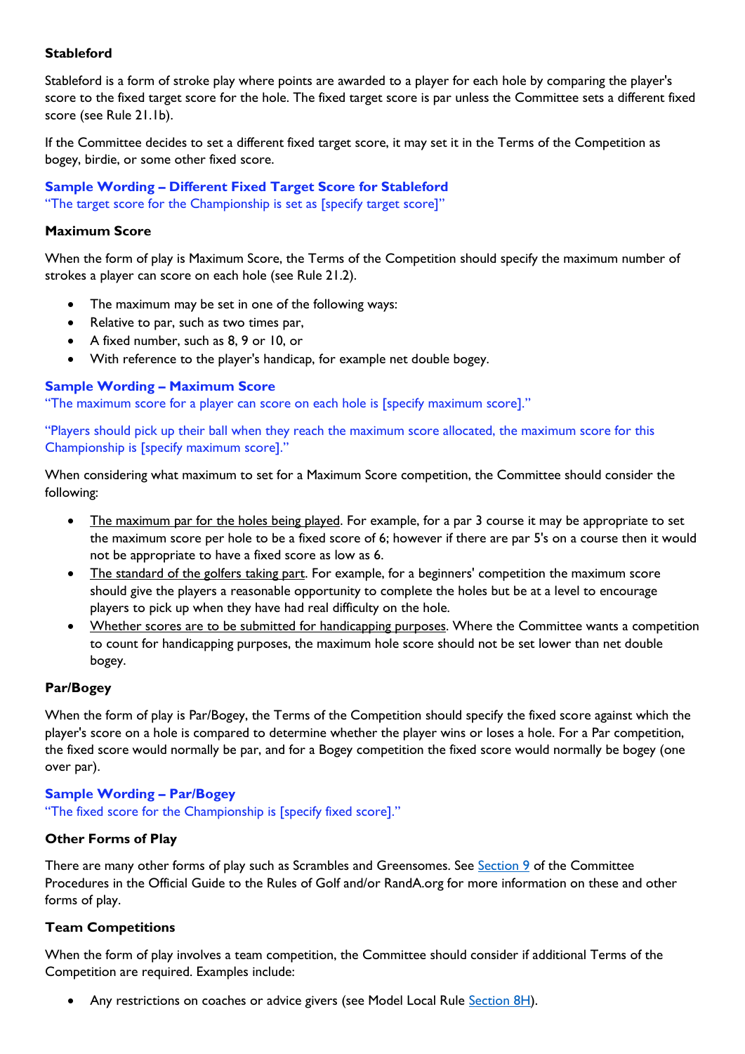### Stableford

Stableford is a form of stroke play where points are awarded to a player for each hole by comparing the player's score to the fixed target score for the hole. The fixed target score is par unless the Committee sets a different fixed score (see Rule 21.1b).

If the Committee decides to set a different fixed target score, it may set it in the Terms of the Competition as bogey, birdie, or some other fixed score.

**Sample Wording – Different Fixed Target Score for Stableford**
"The target score for the Championship is set as [specify target score]"

### Maximum Score

When the form of play is Maximum Score, the Terms of the Competition should specify the maximum number of strokes a player can score on each hole (see Rule 21.2).

- The maximum may be set in one of the following ways:
- Relative to par, such as two times par,
- A fixed number, such as 8, 9 or 10, or
- With reference to the player's handicap, for example net double bogey.

**Sample Wording – Maximum Score**
"The maximum score for a player can score on each hole is [specify maximum score]."

"Players should pick up their ball when they reach the maximum score allocated, the maximum score for this Championship is [specify maximum score]."

When considering what maximum to set for a Maximum Score competition, the Committee should consider the following:

- The maximum par for the holes being played. For example, for a par 3 course it may be appropriate to set the maximum score per hole to be a fixed score of 6; however if there are par 5's on a course then it would not be appropriate to have a fixed score as low as 6.
- The standard of the golfers taking part. For example, for a beginners' competition the maximum score should give the players a reasonable opportunity to complete the holes but be at a level to encourage players to pick up when they have had real difficulty on the hole.
- Whether scores are to be submitted for handicapping purposes. Where the Committee wants a competition to count for handicapping purposes, the maximum hole score should not be set lower than net double bogey.

### Par/Bogey

When the form of play is Par/Bogey, the Terms of the Competition should specify the fixed score against which the player's score on a hole is compared to determine whether the player wins or loses a hole. For a Par competition, the fixed score would normally be par, and for a Bogey competition the fixed score would normally be bogey (one over par).

**Sample Wording – Par/Bogey**
"The fixed score for the Championship is [specify fixed score]."

### Other Forms of Play

There are many other forms of play such as Scrambles and Greensomes. See Section 9 of the Committee Procedures in the Official Guide to the Rules of Golf and/or RandA.org for more information on these and other forms of play.

### Team Competitions

When the form of play involves a team competition, the Committee should consider if additional Terms of the Competition are required. Examples include:

- Any restrictions on coaches or advice givers (see Model Local Rule Section 8H).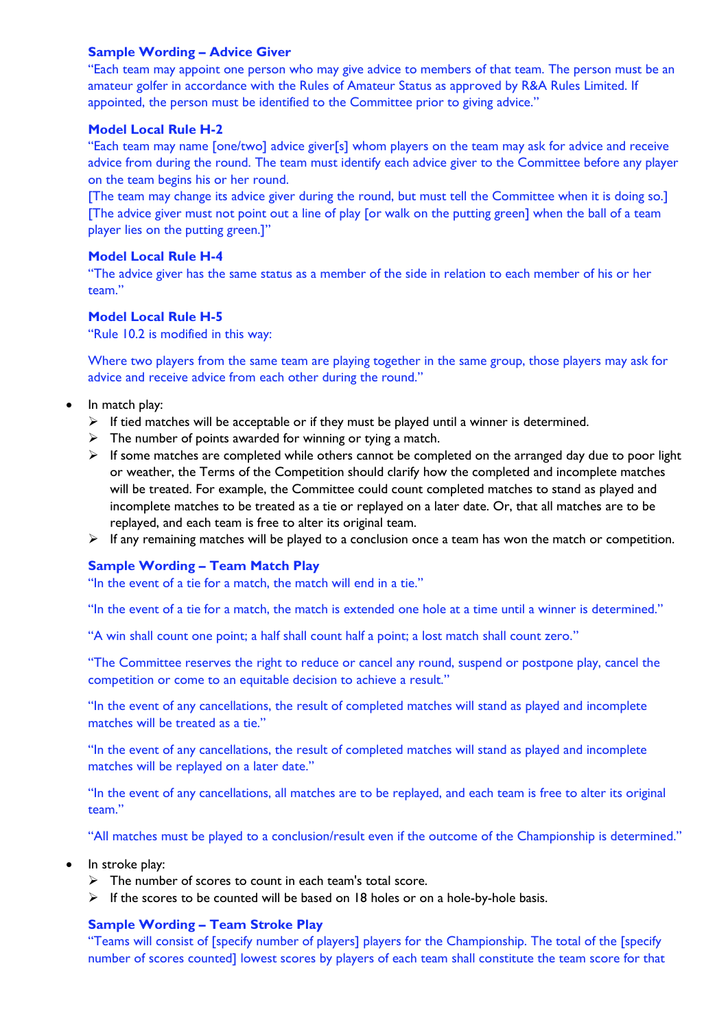**Sample Wording – Advice Giver**

"Each team may appoint one person who may give advice to members of that team. The person must be an amateur golfer in accordance with the Rules of Amateur Status as approved by R&A Rules Limited. If appointed, the person must be identified to the Committee prior to giving advice."

**Model Local Rule H-2**

"Each team may name [one/two] advice giver[s] whom players on the team may ask for advice and receive advice from during the round. The team must identify each advice giver to the Committee before any player on the team begins his or her round.
[The team may change its advice giver during the round, but must tell the Committee when it is doing so.]
[The advice giver must not point out a line of play [or walk on the putting green] when the ball of a team player lies on the putting green.]"

**Model Local Rule H-4**

"The advice giver has the same status as a member of the side in relation to each member of his or her team."

**Model Local Rule H-5**

"Rule 10.2 is modified in this way:

Where two players from the same team are playing together in the same group, those players may ask for advice and receive advice from each other during the round."

- In match play:
  - If tied matches will be acceptable or if they must be played until a winner is determined.
  - The number of points awarded for winning or tying a match.
  - If some matches are completed while others cannot be completed on the arranged day due to poor light or weather, the Terms of the Competition should clarify how the completed and incomplete matches will be treated. For example, the Committee could count completed matches to stand as played and incomplete matches to be treated as a tie or replayed on a later date. Or, that all matches are to be replayed, and each team is free to alter its original team.
  - If any remaining matches will be played to a conclusion once a team has won the match or competition.

**Sample Wording – Team Match Play**

"In the event of a tie for a match, the match will end in a tie."

"In the event of a tie for a match, the match is extended one hole at a time until a winner is determined."

"A win shall count one point; a half shall count half a point; a lost match shall count zero."

"The Committee reserves the right to reduce or cancel any round, suspend or postpone play, cancel the competition or come to an equitable decision to achieve a result."

"In the event of any cancellations, the result of completed matches will stand as played and incomplete matches will be treated as a tie."

"In the event of any cancellations, the result of completed matches will stand as played and incomplete matches will be replayed on a later date."

"In the event of any cancellations, all matches are to be replayed, and each team is free to alter its original team."

"All matches must be played to a conclusion/result even if the outcome of the Championship is determined."

- In stroke play:
  - The number of scores to count in each team's total score.
  - If the scores to be counted will be based on 18 holes or on a hole-by-hole basis.

**Sample Wording – Team Stroke Play**

"Teams will consist of [specify number of players] players for the Championship. The total of the [specify number of scores counted] lowest scores by players of each team shall constitute the team score for that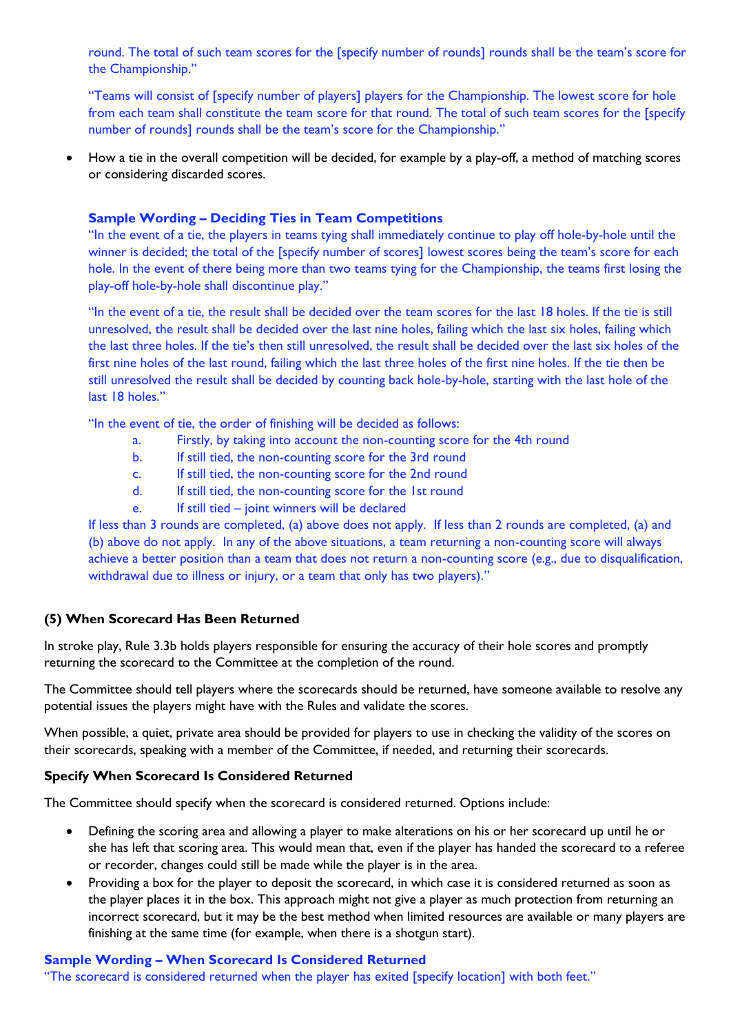round. The total of such team scores for the [specify number of rounds] rounds shall be the team's score for the Championship."

"Teams will consist of [specify number of players] players for the Championship. The lowest score for hole from each team shall constitute the team score for that round. The total of such team scores for the [specify number of rounds] rounds shall be the team's score for the Championship."

- How a tie in the overall competition will be decided, for example by a play-off, a method of matching scores or considering discarded scores.

**Sample Wording – Deciding Ties in Team Competitions**

"In the event of a tie, the players in teams tying shall immediately continue to play off hole-by-hole until the winner is decided; the total of the [specify number of scores] lowest scores being the team's score for each hole. In the event of there being more than two teams tying for the Championship, the teams first losing the play-off hole-by-hole shall discontinue play."

"In the event of a tie, the result shall be decided over the team scores for the last 18 holes. If the tie is still unresolved, the result shall be decided over the last nine holes, failing which the last six holes, failing which the last three holes. If the tie's then still unresolved, the result shall be decided over the last six holes of the first nine holes of the last round, failing which the last three holes of the first nine holes. If the tie then be still unresolved the result shall be decided by counting back hole-by-hole, starting with the last hole of the last 18 holes."

"In the event of tie, the order of finishing will be decided as follows:

a. Firstly, by taking into account the non-counting score for the 4th round
b. If still tied, the non-counting score for the 3rd round
c. If still tied, the non-counting score for the 2nd round
d. If still tied, the non-counting score for the 1st round
e. If still tied – joint winners will be declared

If less than 3 rounds are completed, (a) above does not apply. If less than 2 rounds are completed, (a) and (b) above do not apply. In any of the above situations, a team returning a non-counting score will always achieve a better position than a team that does not return a non-counting score (e.g., due to disqualification, withdrawal due to illness or injury, or a team that only has two players)."

### (5) When Scorecard Has Been Returned

In stroke play, Rule 3.3b holds players responsible for ensuring the accuracy of their hole scores and promptly returning the scorecard to the Committee at the completion of the round.

The Committee should tell players where the scorecards should be returned, have someone available to resolve any potential issues the players might have with the Rules and validate the scores.

When possible, a quiet, private area should be provided for players to use in checking the validity of the scores on their scorecards, speaking with a member of the Committee, if needed, and returning their scorecards.

#### Specify When Scorecard Is Considered Returned

The Committee should specify when the scorecard is considered returned. Options include:

- Defining the scoring area and allowing a player to make alterations on his or her scorecard up until he or she has left that scoring area. This would mean that, even if the player has handed the scorecard to a referee or recorder, changes could still be made while the player is in the area.
- Providing a box for the player to deposit the scorecard, in which case it is considered returned as soon as the player places it in the box. This approach might not give a player as much protection from returning an incorrect scorecard, but it may be the best method when limited resources are available or many players are finishing at the same time (for example, when there is a shotgun start).

**Sample Wording – When Scorecard Is Considered Returned**

"The scorecard is considered returned when the player has exited [specify location] with both feet."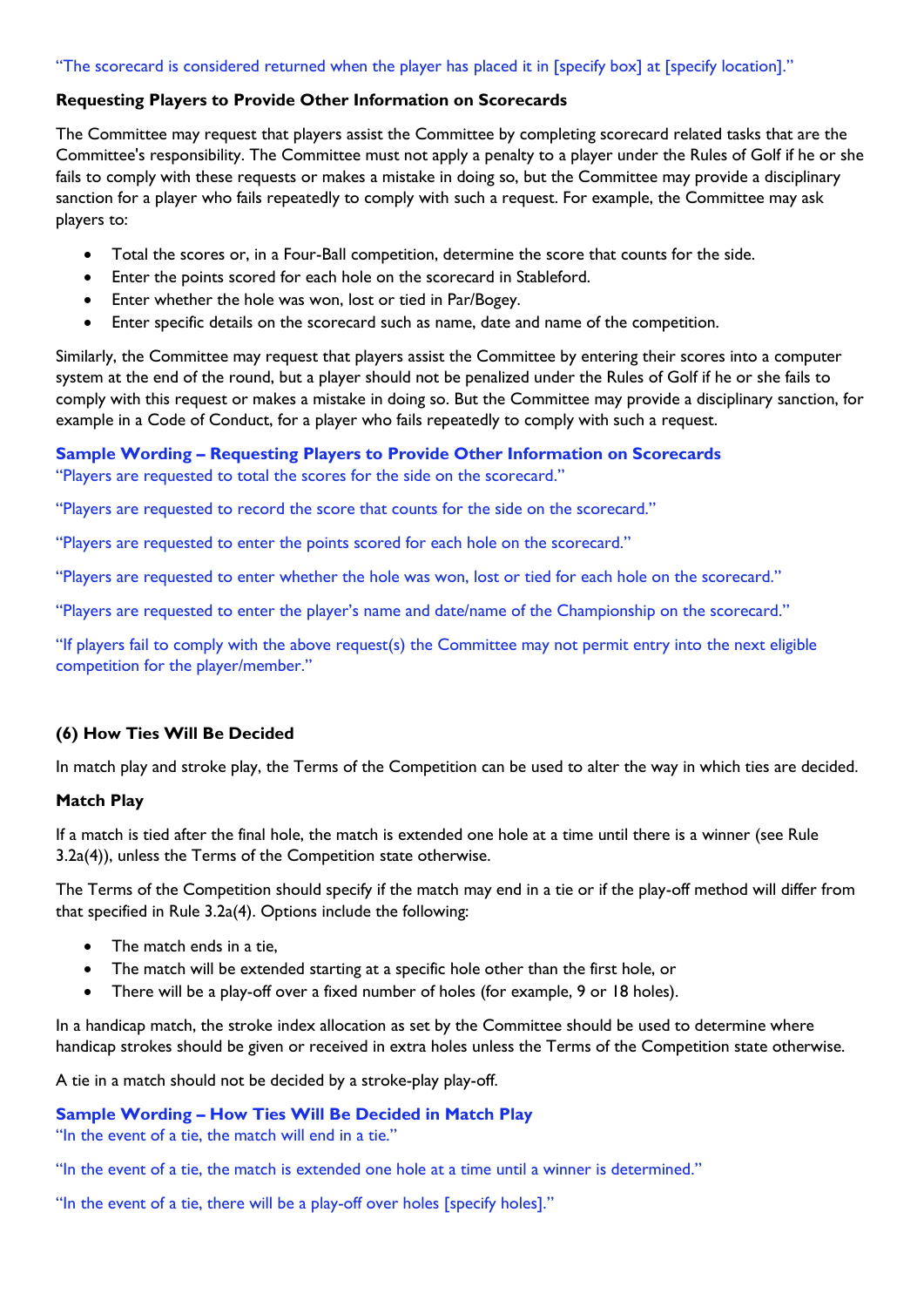"The scorecard is considered returned when the player has placed it in [specify box] at [specify location]."

**Requesting Players to Provide Other Information on Scorecards**

The Committee may request that players assist the Committee by completing scorecard related tasks that are the Committee's responsibility. The Committee must not apply a penalty to a player under the Rules of Golf if he or she fails to comply with these requests or makes a mistake in doing so, but the Committee may provide a disciplinary sanction for a player who fails repeatedly to comply with such a request. For example, the Committee may ask players to:

- Total the scores or, in a Four-Ball competition, determine the score that counts for the side.
- Enter the points scored for each hole on the scorecard in Stableford.
- Enter whether the hole was won, lost or tied in Par/Bogey.
- Enter specific details on the scorecard such as name, date and name of the competition.

Similarly, the Committee may request that players assist the Committee by entering their scores into a computer system at the end of the round, but a player should not be penalized under the Rules of Golf if he or she fails to comply with this request or makes a mistake in doing so. But the Committee may provide a disciplinary sanction, for example in a Code of Conduct, for a player who fails repeatedly to comply with such a request.

**Sample Wording – Requesting Players to Provide Other Information on Scorecards**

"Players are requested to total the scores for the side on the scorecard."

"Players are requested to record the score that counts for the side on the scorecard."

"Players are requested to enter the points scored for each hole on the scorecard."

"Players are requested to enter whether the hole was won, lost or tied for each hole on the scorecard."

"Players are requested to enter the player's name and date/name of the Championship on the scorecard."

"If players fail to comply with the above request(s) the Committee may not permit entry into the next eligible competition for the player/member."

### (6) How Ties Will Be Decided

In match play and stroke play, the Terms of the Competition can be used to alter the way in which ties are decided.

**Match Play**

If a match is tied after the final hole, the match is extended one hole at a time until there is a winner (see Rule 3.2a(4)), unless the Terms of the Competition state otherwise.

The Terms of the Competition should specify if the match may end in a tie or if the play-off method will differ from that specified in Rule 3.2a(4). Options include the following:

- The match ends in a tie,
- The match will be extended starting at a specific hole other than the first hole, or
- There will be a play-off over a fixed number of holes (for example, 9 or 18 holes).

In a handicap match, the stroke index allocation as set by the Committee should be used to determine where handicap strokes should be given or received in extra holes unless the Terms of the Competition state otherwise.

A tie in a match should not be decided by a stroke-play play-off.

**Sample Wording – How Ties Will Be Decided in Match Play**

"In the event of a tie, the match will end in a tie."

"In the event of a tie, the match is extended one hole at a time until a winner is determined."

"In the event of a tie, there will be a play-off over holes [specify holes]."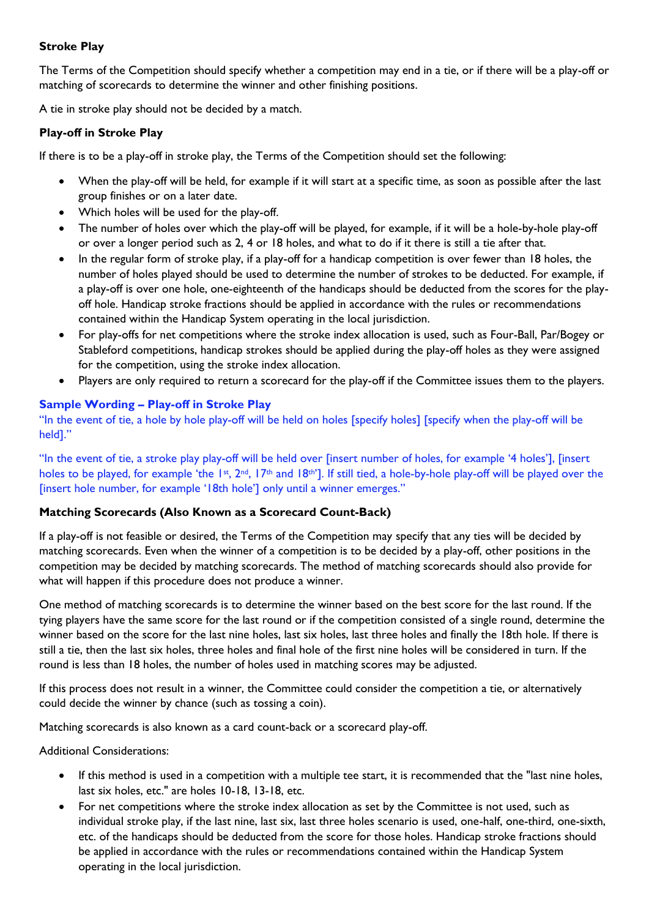**Stroke Play**

The Terms of the Competition should specify whether a competition may end in a tie, or if there will be a play-off or matching of scorecards to determine the winner and other finishing positions.

A tie in stroke play should not be decided by a match.

**Play-off in Stroke Play**

If there is to be a play-off in stroke play, the Terms of the Competition should set the following:

- When the play-off will be held, for example if it will start at a specific time, as soon as possible after the last group finishes or on a later date.
- Which holes will be used for the play-off.
- The number of holes over which the play-off will be played, for example, if it will be a hole-by-hole play-off or over a longer period such as 2, 4 or 18 holes, and what to do if it there is still a tie after that.
- In the regular form of stroke play, if a play-off for a handicap competition is over fewer than 18 holes, the number of holes played should be used to determine the number of strokes to be deducted. For example, if a play-off is over one hole, one-eighteenth of the handicaps should be deducted from the scores for the play-off hole. Handicap stroke fractions should be applied in accordance with the rules or recommendations contained within the Handicap System operating in the local jurisdiction.
- For play-offs for net competitions where the stroke index allocation is used, such as Four-Ball, Par/Bogey or Stableford competitions, handicap strokes should be applied during the play-off holes as they were assigned for the competition, using the stroke index allocation.
- Players are only required to return a scorecard for the play-off if the Committee issues them to the players.

**Sample Wording – Play-off in Stroke Play**

"In the event of tie, a hole by hole play-off will be held on holes [specify holes] [specify when the play-off will be held]."

"In the event of tie, a stroke play play-off will be held over [insert number of holes, for example '4 holes'], [insert holes to be played, for example 'the 1st, 2nd, 17th and 18th']. If still tied, a hole-by-hole play-off will be played over the [insert hole number, for example '18th hole'] only until a winner emerges."

**Matching Scorecards (Also Known as a Scorecard Count-Back)**

If a play-off is not feasible or desired, the Terms of the Competition may specify that any ties will be decided by matching scorecards. Even when the winner of a competition is to be decided by a play-off, other positions in the competition may be decided by matching scorecards. The method of matching scorecards should also provide for what will happen if this procedure does not produce a winner.

One method of matching scorecards is to determine the winner based on the best score for the last round. If the tying players have the same score for the last round or if the competition consisted of a single round, determine the winner based on the score for the last nine holes, last six holes, last three holes and finally the 18th hole. If there is still a tie, then the last six holes, three holes and final hole of the first nine holes will be considered in turn. If the round is less than 18 holes, the number of holes used in matching scores may be adjusted.

If this process does not result in a winner, the Committee could consider the competition a tie, or alternatively could decide the winner by chance (such as tossing a coin).

Matching scorecards is also known as a card count-back or a scorecard play-off.

Additional Considerations:

- If this method is used in a competition with a multiple tee start, it is recommended that the "last nine holes, last six holes, etc." are holes 10-18, 13-18, etc.
- For net competitions where the stroke index allocation as set by the Committee is not used, such as individual stroke play, if the last nine, last six, last three holes scenario is used, one-half, one-third, one-sixth, etc. of the handicaps should be deducted from the score for those holes. Handicap stroke fractions should be applied in accordance with the rules or recommendations contained within the Handicap System operating in the local jurisdiction.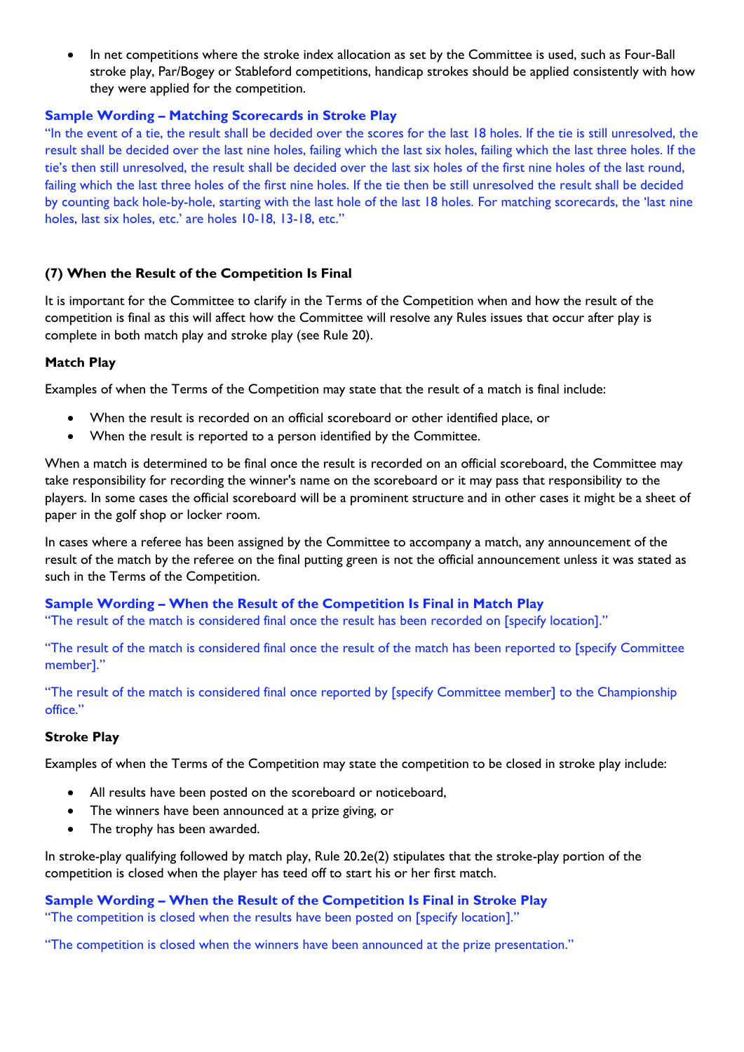- In net competitions where the stroke index allocation as set by the Committee is used, such as Four-Ball stroke play, Par/Bogey or Stableford competitions, handicap strokes should be applied consistently with how they were applied for the competition.

**Sample Wording – Matching Scorecards in Stroke Play**

"In the event of a tie, the result shall be decided over the scores for the last 18 holes. If the tie is still unresolved, the result shall be decided over the last nine holes, failing which the last six holes, failing which the last three holes. If the tie's then still unresolved, the result shall be decided over the last six holes of the first nine holes of the last round, failing which the last three holes of the first nine holes. If the tie then be still unresolved the result shall be decided by counting back hole-by-hole, starting with the last hole of the last 18 holes. For matching scorecards, the 'last nine holes, last six holes, etc.' are holes 10-18, 13-18, etc."

### (7) When the Result of the Competition Is Final

It is important for the Committee to clarify in the Terms of the Competition when and how the result of the competition is final as this will affect how the Committee will resolve any Rules issues that occur after play is complete in both match play and stroke play (see Rule 20).

#### Match Play

Examples of when the Terms of the Competition may state that the result of a match is final include:

- When the result is recorded on an official scoreboard or other identified place, or
- When the result is reported to a person identified by the Committee.

When a match is determined to be final once the result is recorded on an official scoreboard, the Committee may take responsibility for recording the winner's name on the scoreboard or it may pass that responsibility to the players. In some cases the official scoreboard will be a prominent structure and in other cases it might be a sheet of paper in the golf shop or locker room.

In cases where a referee has been assigned by the Committee to accompany a match, any announcement of the result of the match by the referee on the final putting green is not the official announcement unless it was stated as such in the Terms of the Competition.

**Sample Wording – When the Result of the Competition Is Final in Match Play**

"The result of the match is considered final once the result has been recorded on [specify location]."

"The result of the match is considered final once the result of the match has been reported to [specify Committee member]."

"The result of the match is considered final once reported by [specify Committee member] to the Championship office."

#### Stroke Play

Examples of when the Terms of the Competition may state the competition to be closed in stroke play include:

- All results have been posted on the scoreboard or noticeboard,
- The winners have been announced at a prize giving, or
- The trophy has been awarded.

In stroke-play qualifying followed by match play, Rule 20.2e(2) stipulates that the stroke-play portion of the competition is closed when the player has teed off to start his or her first match.

**Sample Wording – When the Result of the Competition Is Final in Stroke Play**

"The competition is closed when the results have been posted on [specify location]."

"The competition is closed when the winners have been announced at the prize presentation."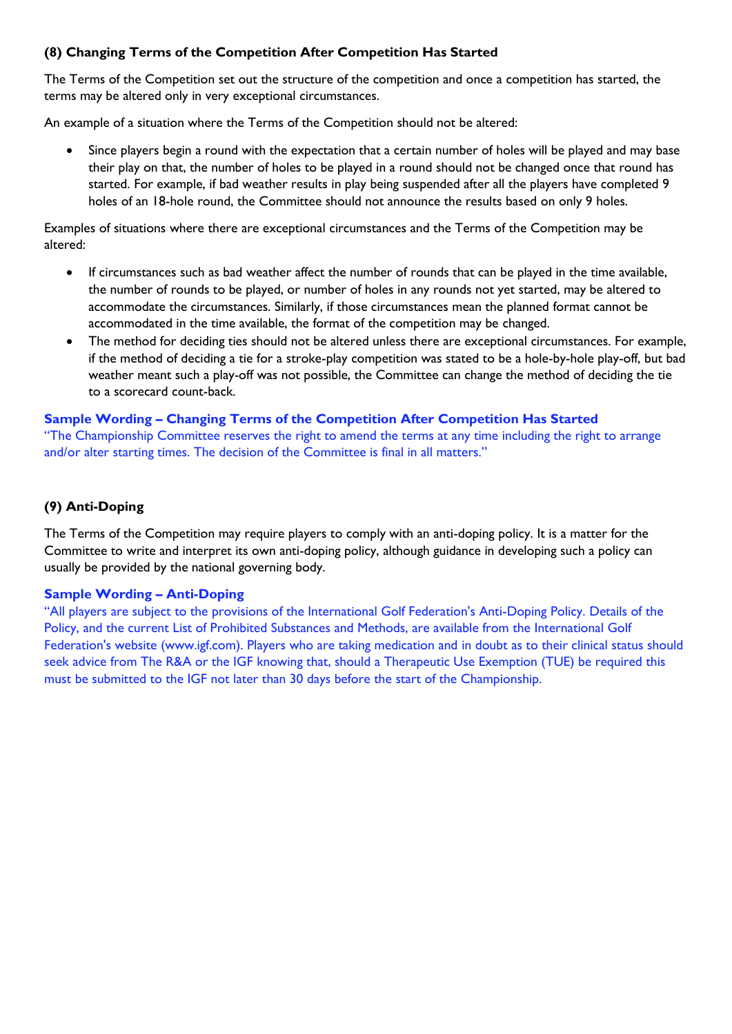#### (8) Changing Terms of the Competition After Competition Has Started

The Terms of the Competition set out the structure of the competition and once a competition has started, the terms may be altered only in very exceptional circumstances.

An example of a situation where the Terms of the Competition should not be altered:

- Since players begin a round with the expectation that a certain number of holes will be played and may base their play on that, the number of holes to be played in a round should not be changed once that round has started. For example, if bad weather results in play being suspended after all the players have completed 9 holes of an 18-hole round, the Committee should not announce the results based on only 9 holes.

Examples of situations where there are exceptional circumstances and the Terms of the Competition may be altered:

- If circumstances such as bad weather affect the number of rounds that can be played in the time available, the number of rounds to be played, or number of holes in any rounds not yet started, may be altered to accommodate the circumstances. Similarly, if those circumstances mean the planned format cannot be accommodated in the time available, the format of the competition may be changed.
- The method for deciding ties should not be altered unless there are exceptional circumstances. For example, if the method of deciding a tie for a stroke-play competition was stated to be a hole-by-hole play-off, but bad weather meant such a play-off was not possible, the Committee can change the method of deciding the tie to a scorecard count-back.

**Sample Wording – Changing Terms of the Competition After Competition Has Started**
"The Championship Committee reserves the right to amend the terms at any time including the right to arrange and/or alter starting times. The decision of the Committee is final in all matters."

#### (9) Anti-Doping

The Terms of the Competition may require players to comply with an anti-doping policy. It is a matter for the Committee to write and interpret its own anti-doping policy, although guidance in developing such a policy can usually be provided by the national governing body.

**Sample Wording – Anti-Doping**
"All players are subject to the provisions of the International Golf Federation's Anti-Doping Policy. Details of the Policy, and the current List of Prohibited Substances and Methods, are available from the International Golf Federation's website (www.igf.com). Players who are taking medication and in doubt as to their clinical status should seek advice from The R&A or the IGF knowing that, should a Therapeutic Use Exemption (TUE) be required this must be submitted to the IGF not later than 30 days before the start of the Championship.